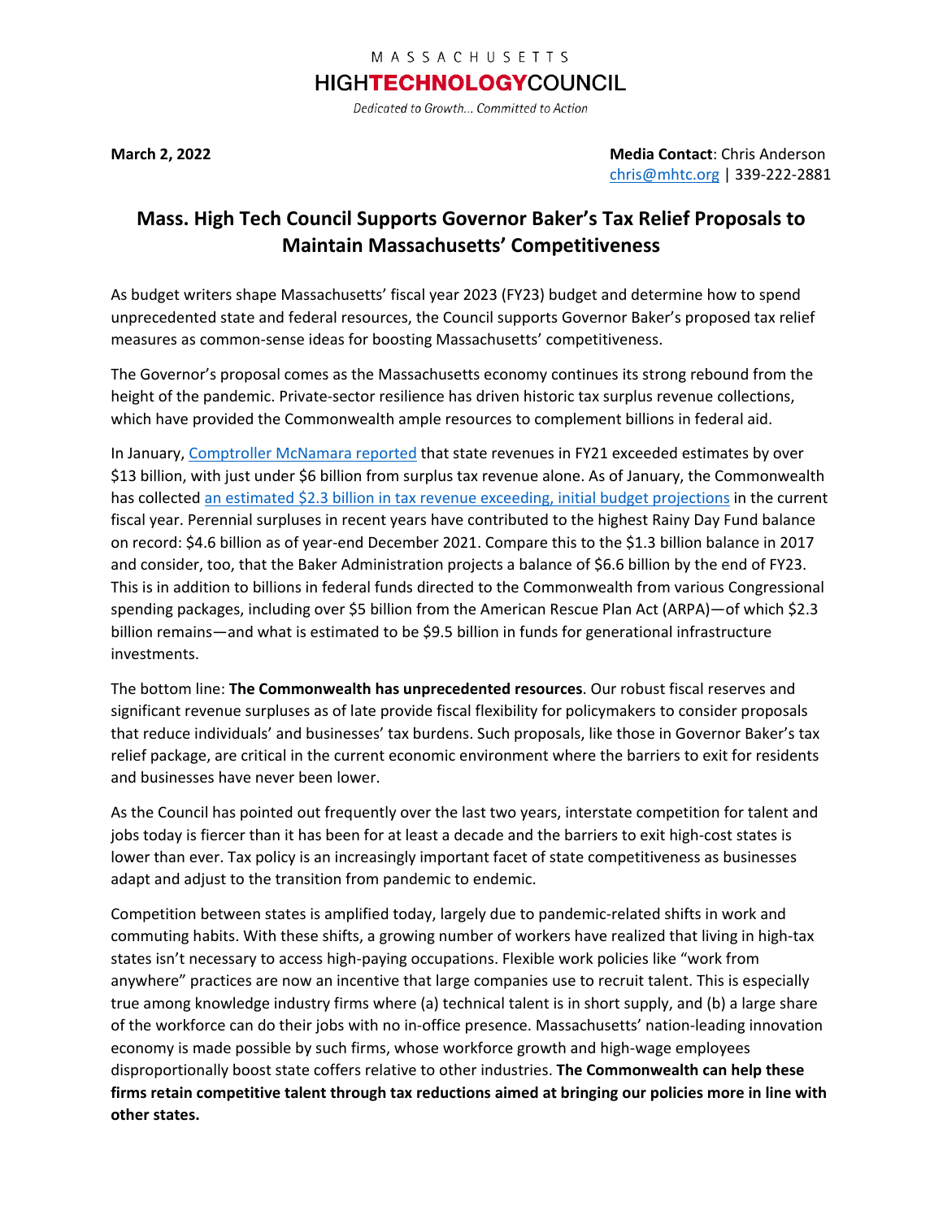MASSACHUSETTS

**HIGHTECHNOLOGYCOUNCIL**

*Dedicated to Growth... Committed to Action*

**March 2, 2022**

**Media Contact**: Chris Anderson
chris@mhtc.org | 339-222-2881

# Mass. High Tech Council Supports Governor Baker's Tax Relief Proposals to Maintain Massachusetts' Competitiveness

As budget writers shape Massachusetts' fiscal year 2023 (FY23) budget and determine how to spend unprecedented state and federal resources, the Council supports Governor Baker's proposed tax relief measures as common-sense ideas for boosting Massachusetts' competitiveness.

The Governor's proposal comes as the Massachusetts economy continues its strong rebound from the height of the pandemic. Private-sector resilience has driven historic tax surplus revenue collections, which have provided the Commonwealth ample resources to complement billions in federal aid.

In January, Comptroller McNamara reported that state revenues in FY21 exceeded estimates by over $13 billion, with just under $6 billion from surplus tax revenue alone. As of January, the Commonwealth has collected an estimated $2.3 billion in tax revenue exceeding, initial budget projections in the current fiscal year. Perennial surpluses in recent years have contributed to the highest Rainy Day Fund balance on record: $4.6 billion as of year-end December 2021. Compare this to the $1.3 billion balance in 2017 and consider, too, that the Baker Administration projects a balance of $6.6 billion by the end of FY23. This is in addition to billions in federal funds directed to the Commonwealth from various Congressional spending packages, including over $5 billion from the American Rescue Plan Act (ARPA)—of which $2.3 billion remains—and what is estimated to be $9.5 billion in funds for generational infrastructure investments.

The bottom line: **The Commonwealth has unprecedented resources**. Our robust fiscal reserves and significant revenue surpluses as of late provide fiscal flexibility for policymakers to consider proposals that reduce individuals' and businesses' tax burdens. Such proposals, like those in Governor Baker's tax relief package, are critical in the current economic environment where the barriers to exit for residents and businesses have never been lower.

As the Council has pointed out frequently over the last two years, interstate competition for talent and jobs today is fiercer than it has been for at least a decade and the barriers to exit high-cost states is lower than ever. Tax policy is an increasingly important facet of state competitiveness as businesses adapt and adjust to the transition from pandemic to endemic.

Competition between states is amplified today, largely due to pandemic-related shifts in work and commuting habits. With these shifts, a growing number of workers have realized that living in high-tax states isn't necessary to access high-paying occupations. Flexible work policies like "work from anywhere" practices are now an incentive that large companies use to recruit talent. This is especially true among knowledge industry firms where (a) technical talent is in short supply, and (b) a large share of the workforce can do their jobs with no in-office presence. Massachusetts' nation-leading innovation economy is made possible by such firms, whose workforce growth and high-wage employees disproportionally boost state coffers relative to other industries. **The Commonwealth can help these firms retain competitive talent through tax reductions aimed at bringing our policies more in line with other states.**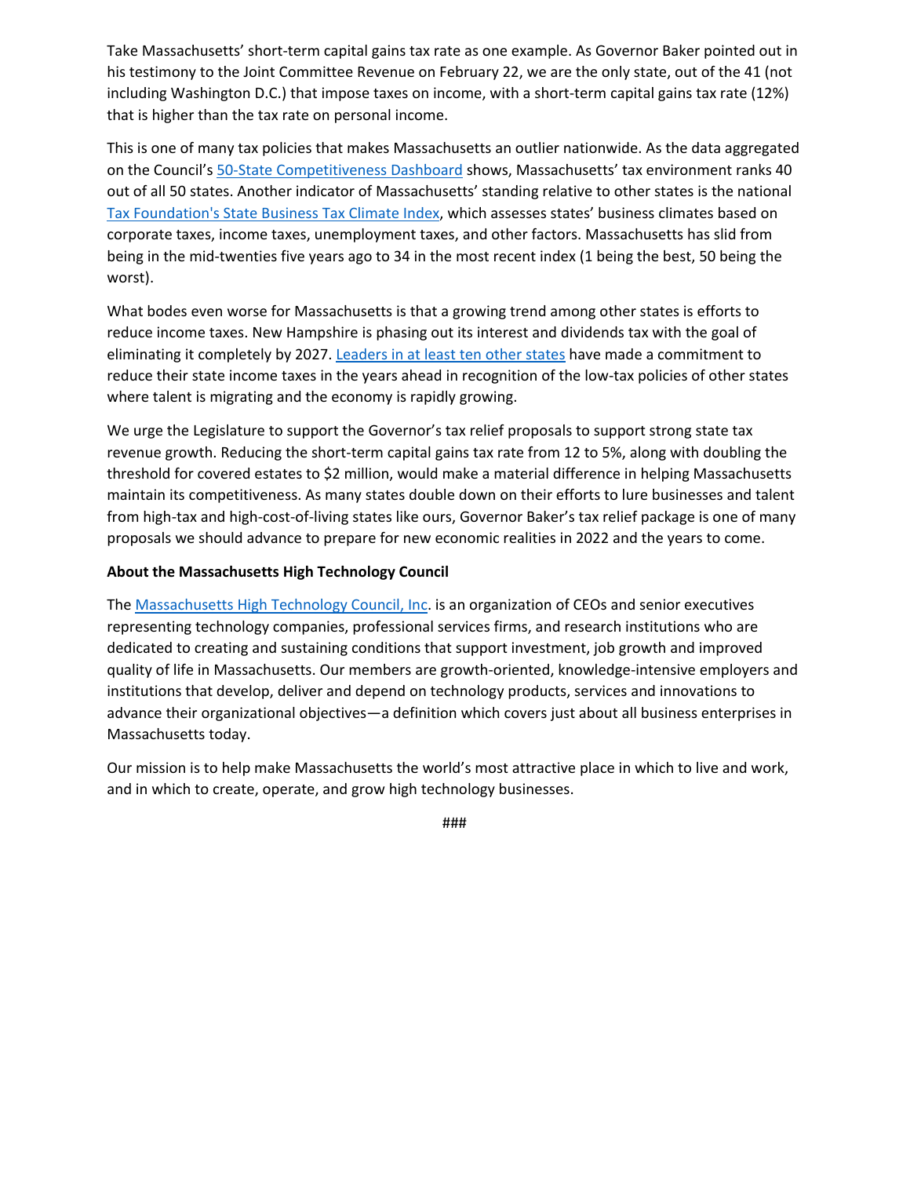Take Massachusetts' short-term capital gains tax rate as one example. As Governor Baker pointed out in his testimony to the Joint Committee Revenue on February 22, we are the only state, out of the 41 (not including Washington D.C.) that impose taxes on income, with a short-term capital gains tax rate (12%) that is higher than the tax rate on personal income.

This is one of many tax policies that makes Massachusetts an outlier nationwide. As the data aggregated on the Council's 50-State Competitiveness Dashboard shows, Massachusetts' tax environment ranks 40 out of all 50 states. Another indicator of Massachusetts' standing relative to other states is the national Tax Foundation's State Business Tax Climate Index, which assesses states' business climates based on corporate taxes, income taxes, unemployment taxes, and other factors. Massachusetts has slid from being in the mid-twenties five years ago to 34 in the most recent index (1 being the best, 50 being the worst).

What bodes even worse for Massachusetts is that a growing trend among other states is efforts to reduce income taxes. New Hampshire is phasing out its interest and dividends tax with the goal of eliminating it completely by 2027. Leaders in at least ten other states have made a commitment to reduce their state income taxes in the years ahead in recognition of the low-tax policies of other states where talent is migrating and the economy is rapidly growing.

We urge the Legislature to support the Governor's tax relief proposals to support strong state tax revenue growth. Reducing the short-term capital gains tax rate from 12 to 5%, along with doubling the threshold for covered estates to $2 million, would make a material difference in helping Massachusetts maintain its competitiveness. As many states double down on their efforts to lure businesses and talent from high-tax and high-cost-of-living states like ours, Governor Baker's tax relief package is one of many proposals we should advance to prepare for new economic realities in 2022 and the years to come.

**About the Massachusetts High Technology Council**

The Massachusetts High Technology Council, Inc. is an organization of CEOs and senior executives representing technology companies, professional services firms, and research institutions who are dedicated to creating and sustaining conditions that support investment, job growth and improved quality of life in Massachusetts. Our members are growth-oriented, knowledge-intensive employers and institutions that develop, deliver and depend on technology products, services and innovations to advance their organizational objectives—a definition which covers just about all business enterprises in Massachusetts today.

Our mission is to help make Massachusetts the world's most attractive place in which to live and work, and in which to create, operate, and grow high technology businesses.

###